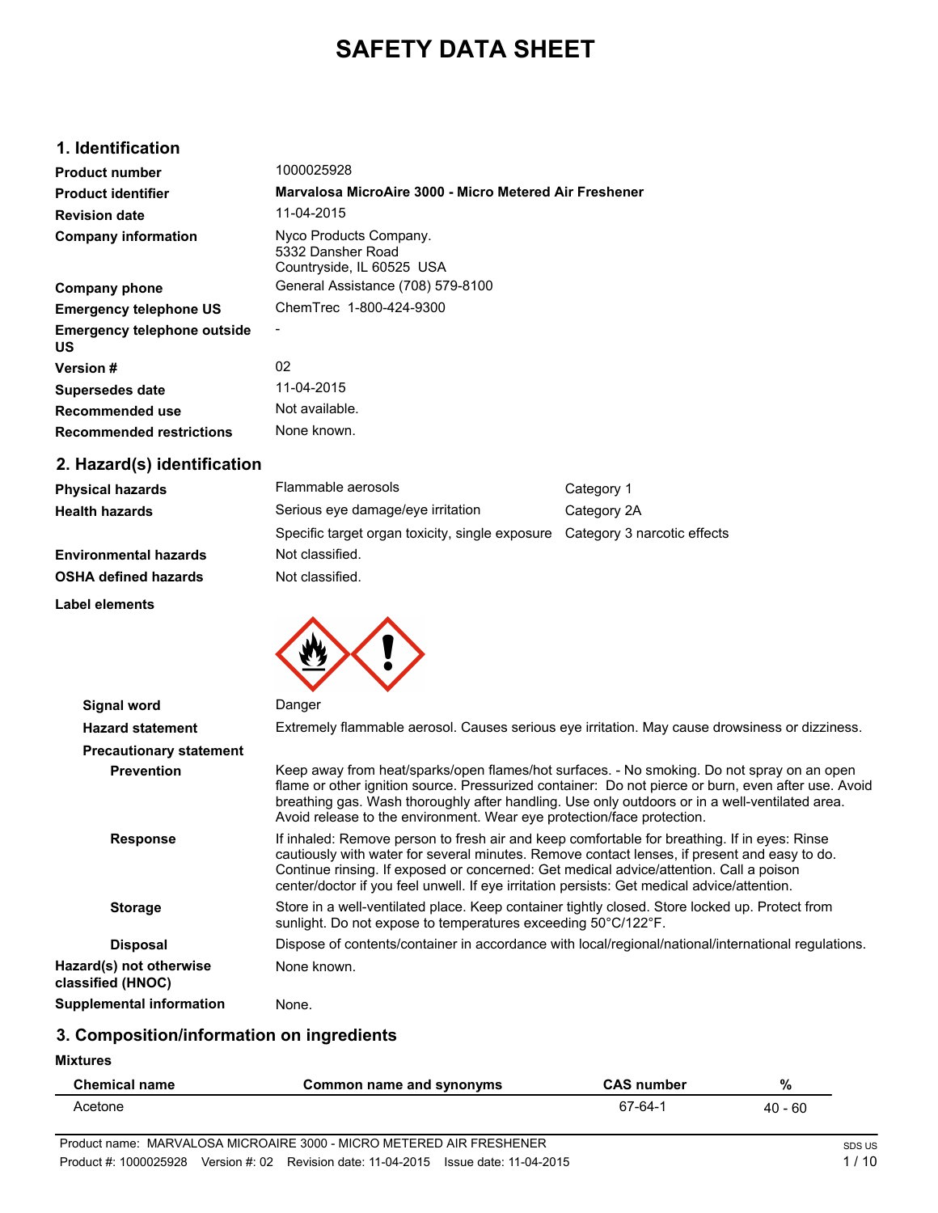# SAFETY DATA SHEET

## 1. Identification

| | |
|---|---|
| **Product number** | 1000025928 |
| **Product identifier** | **Marvalosa MicroAire 3000 - Micro Metered Air Freshener** |
| **Revision date** | 11-04-2015 |
| **Company information** | Nyco Products Company.<br>5332 Dansher Road<br>Countryside, IL 60525 USA |
| **Company phone** | General Assistance (708) 579-8100 |
| **Emergency telephone US** | ChemTrec 1-800-424-9300 |
| **Emergency telephone outside US** | - |
| **Version #** | 02 |
| **Supersedes date** | 11-04-2015 |
| **Recommended use** | Not available. |
| **Recommended restrictions** | None known. |

## 2. Hazard(s) identification

| | | |
|---|---|---|
| **Physical hazards** | Flammable aerosols | Category 1 |
| **Health hazards** | Serious eye damage/eye irritation | Category 2A |
| | Specific target organ toxicity, single exposure | Category 3 narcotic effects |
| **Environmental hazards** | Not classified. | |
| **OSHA defined hazards** | Not classified. | |

**Label elements**

**Signal word** Danger

**Hazard statement** Extremely flammable aerosol. Causes serious eye irritation. May cause drowsiness or dizziness.

**Precautionary statement**

**Prevention** Keep away from heat/sparks/open flames/hot surfaces. - No smoking. Do not spray on an open flame or other ignition source. Pressurized container: Do not pierce or burn, even after use. Avoid breathing gas. Wash thoroughly after handling. Use only outdoors or in a well-ventilated area. Avoid release to the environment. Wear eye protection/face protection.

**Response** If inhaled: Remove person to fresh air and keep comfortable for breathing. If in eyes: Rinse cautiously with water for several minutes. Remove contact lenses, if present and easy to do. Continue rinsing. If exposed or concerned: Get medical advice/attention. Call a poison center/doctor if you feel unwell. If eye irritation persists: Get medical advice/attention.

**Storage** Store in a well-ventilated place. Keep container tightly closed. Store locked up. Protect from sunlight. Do not expose to temperatures exceeding 50°C/122°F.

**Disposal** Dispose of contents/container in accordance with local/regional/national/international regulations.

**Hazard(s) not otherwise classified (HNOC)** None known.

**Supplemental information** None.

## 3. Composition/information on ingredients

**Mixtures**

| Chemical name | Common name and synonyms | CAS number | % |
|---|---|---|---|
| Acetone | | 67-64-1 | 40 - 60 |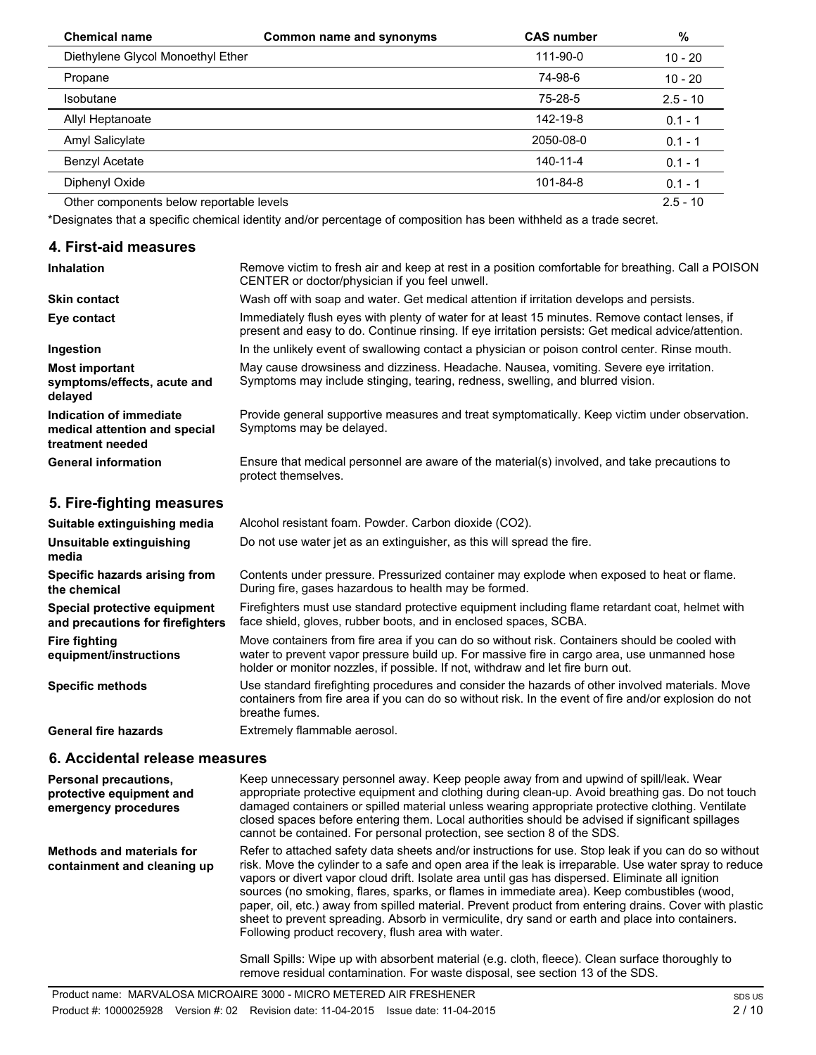| Chemical name | Common name and synonyms | CAS number | % |
|---|---|---|---|
| Diethylene Glycol Monoethyl Ether | | 111-90-0 | 10 - 20 |
| Propane | | 74-98-6 | 10 - 20 |
| Isobutane | | 75-28-5 | 2.5 - 10 |
| Allyl Heptanoate | | 142-19-8 | 0.1 - 1 |
| Amyl Salicylate | | 2050-08-0 | 0.1 - 1 |
| Benzyl Acetate | | 140-11-4 | 0.1 - 1 |
| Diphenyl Oxide | | 101-84-8 | 0.1 - 1 |
| Other components below reportable levels | | | 2.5 - 10 |

*Designates that a specific chemical identity and/or percentage of composition has been withheld as a trade secret.

## 4. First-aid measures

**Inhalation**
Remove victim to fresh air and keep at rest in a position comfortable for breathing. Call a POISON CENTER or doctor/physician if you feel unwell.

**Skin contact**
Wash off with soap and water. Get medical attention if irritation develops and persists.

**Eye contact**
Immediately flush eyes with plenty of water for at least 15 minutes. Remove contact lenses, if present and easy to do. Continue rinsing. If eye irritation persists: Get medical advice/attention.

**Ingestion**
In the unlikely event of swallowing contact a physician or poison control center. Rinse mouth.

**Most important symptoms/effects, acute and delayed**
May cause drowsiness and dizziness. Headache. Nausea, vomiting. Severe eye irritation. Symptoms may include stinging, tearing, redness, swelling, and blurred vision.

**Indication of immediate medical attention and special treatment needed**
Provide general supportive measures and treat symptomatically. Keep victim under observation. Symptoms may be delayed.

**General information**
Ensure that medical personnel are aware of the material(s) involved, and take precautions to protect themselves.

## 5. Fire-fighting measures

**Suitable extinguishing media**
Alcohol resistant foam. Powder. Carbon dioxide ($CO_2$).

**Unsuitable extinguishing media**
Do not use water jet as an extinguisher, as this will spread the fire.

**Specific hazards arising from the chemical**
Contents under pressure. Pressurized container may explode when exposed to heat or flame. During fire, gases hazardous to health may be formed.

**Special protective equipment and precautions for firefighters**
Firefighters must use standard protective equipment including flame retardant coat, helmet with face shield, gloves, rubber boots, and in enclosed spaces, SCBA.

**Fire fighting equipment/instructions**
Move containers from fire area if you can do so without risk. Containers should be cooled with water to prevent vapor pressure build up. For massive fire in cargo area, use unmanned hose holder or monitor nozzles, if possible. If not, withdraw and let fire burn out.

**Specific methods**
Use standard firefighting procedures and consider the hazards of other involved materials. Move containers from fire area if you can do so without risk. In the event of fire and/or explosion do not breathe fumes.

**General fire hazards**
Extremely flammable aerosol.

## 6. Accidental release measures

**Personal precautions, protective equipment and emergency procedures**
Keep unnecessary personnel away. Keep people away from and upwind of spill/leak. Wear appropriate protective equipment and clothing during clean-up. Avoid breathing gas. Do not touch damaged containers or spilled material unless wearing appropriate protective clothing. Ventilate closed spaces before entering them. Local authorities should be advised if significant spillages cannot be contained. For personal protection, see section 8 of the SDS.

**Methods and materials for containment and cleaning up**
Refer to attached safety data sheets and/or instructions for use. Stop leak if you can do so without risk. Move the cylinder to a safe and open area if the leak is irreparable. Use water spray to reduce vapors or divert vapor cloud drift. Isolate area until gas has dispersed. Eliminate all ignition sources (no smoking, flares, sparks, or flames in immediate area). Keep combustibles (wood, paper, oil, etc.) away from spilled material. Prevent product from entering drains. Cover with plastic sheet to prevent spreading. Absorb in vermiculite, dry sand or earth and place into containers. Following product recovery, flush area with water.

Small Spills: Wipe up with absorbent material (e.g. cloth, fleece). Clean surface thoroughly to remove residual contamination. For waste disposal, see section 13 of the SDS.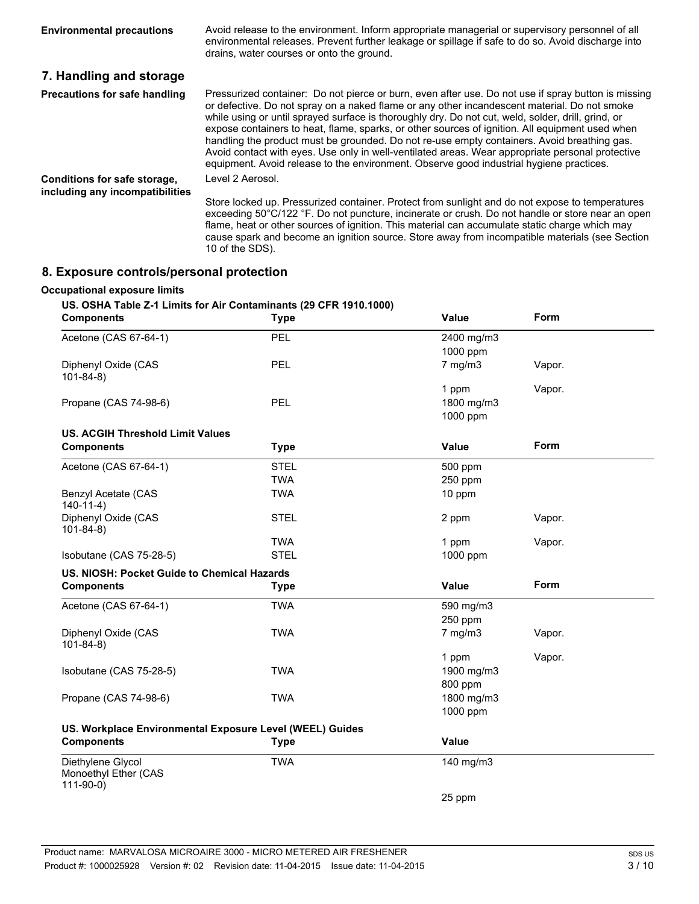**Environmental precautions** Avoid release to the environment. Inform appropriate managerial or supervisory personnel of all environmental releases. Prevent further leakage or spillage if safe to do so. Avoid discharge into drains, water courses or onto the ground.

## 7. Handling and storage

**Precautions for safe handling** Pressurized container: Do not pierce or burn, even after use. Do not use if spray button is missing or defective. Do not spray on a naked flame or any other incandescent material. Do not smoke while using or until sprayed surface is thoroughly dry. Do not cut, weld, solder, drill, grind, or expose containers to heat, flame, sparks, or other sources of ignition. All equipment used when handling the product must be grounded. Do not re-use empty containers. Avoid breathing gas. Avoid contact with eyes. Use only in well-ventilated areas. Wear appropriate personal protective equipment. Avoid release to the environment. Observe good industrial hygiene practices.

**Conditions for safe storage, including any incompatibilities** Level 2 Aerosol.

Store locked up. Pressurized container. Protect from sunlight and do not expose to temperatures exceeding 50°C/122 °F. Do not puncture, incinerate or crush. Do not handle or store near an open flame, heat or other sources of ignition. This material can accumulate static charge which may cause spark and become an ignition source. Store away from incompatible materials (see Section 10 of the SDS).

## 8. Exposure controls/personal protection

**Occupational exposure limits**

**US. OSHA Table Z-1 Limits for Air Contaminants (29 CFR 1910.1000)**

| Components | Type | Value | Form |
|---|---|---|---|
| Acetone (CAS 67-64-1) | PEL | 2400 mg/m3 | |
| | | 1000 ppm | |
| Diphenyl Oxide (CAS 101-84-8) | PEL | 7 mg/m3 | Vapor. |
| | | 1 ppm | Vapor. |
| Propane (CAS 74-98-6) | PEL | 1800 mg/m3 | |
| | | 1000 ppm | |

**US. ACGIH Threshold Limit Values**

| Components | Type | Value | Form |
|---|---|---|---|
| Acetone (CAS 67-64-1) | STEL | 500 ppm | |
| | TWA | 250 ppm | |
| Benzyl Acetate (CAS 140-11-4) | TWA | 10 ppm | |
| Diphenyl Oxide (CAS 101-84-8) | STEL | 2 ppm | Vapor. |
| | TWA | 1 ppm | Vapor. |
| Isobutane (CAS 75-28-5) | STEL | 1000 ppm | |

**US. NIOSH: Pocket Guide to Chemical Hazards**

| Components | Type | Value | Form |
|---|---|---|---|
| Acetone (CAS 67-64-1) | TWA | 590 mg/m3 | |
| | | 250 ppm | |
| Diphenyl Oxide (CAS 101-84-8) | TWA | 7 mg/m3 | Vapor. |
| | | 1 ppm | Vapor. |
| Isobutane (CAS 75-28-5) | TWA | 1900 mg/m3 | |
| | | 800 ppm | |
| Propane (CAS 74-98-6) | TWA | 1800 mg/m3 | |
| | | 1000 ppm | |

**US. Workplace Environmental Exposure Level (WEEL) Guides**

| Components | Type | Value |
|---|---|---|
| Diethylene Glycol Monoethyl Ether (CAS 111-90-0) | TWA | 140 mg/m3 |
| | | 25 ppm |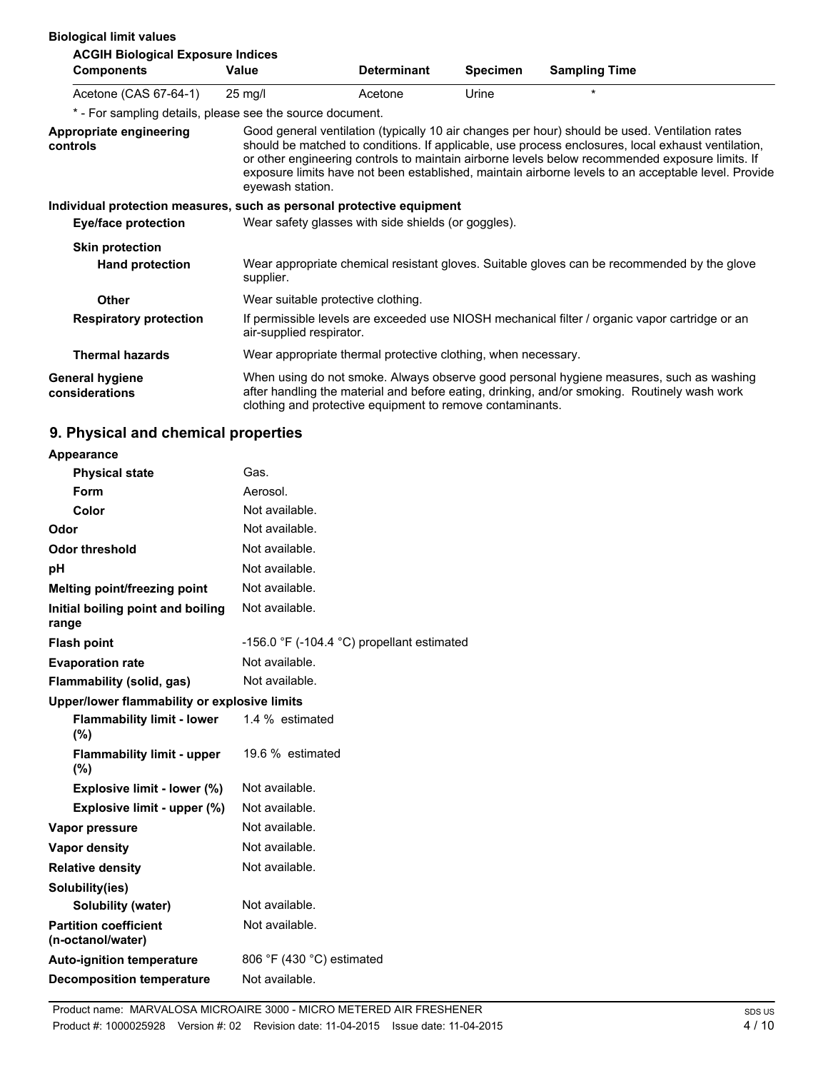**Biological limit values**

**ACGIH Biological Exposure Indices**

| Components | Value | Determinant | Specimen | Sampling Time |
|---|---|---|---|---|
| Acetone (CAS 67-64-1) | 25 mg/l | Acetone | Urine | * |

\* - For sampling details, please see the source document.

| | |
|---|---|
| **Appropriate engineering controls** | Good general ventilation (typically 10 air changes per hour) should be used. Ventilation rates should be matched to conditions. If applicable, use process enclosures, local exhaust ventilation, or other engineering controls to maintain airborne levels below recommended exposure limits. If exposure limits have not been established, maintain airborne levels to an acceptable level. Provide eyewash station. |

**Individual protection measures, such as personal protective equipment**

| | |
|---|---|
| **Eye/face protection** | Wear safety glasses with side shields (or goggles). |
| **Skin protection** | |
| **Hand protection** | Wear appropriate chemical resistant gloves. Suitable gloves can be recommended by the glove supplier. |
| **Other** | Wear suitable protective clothing. |
| **Respiratory protection** | If permissible levels are exceeded use NIOSH mechanical filter / organic vapor cartridge or an air-supplied respirator. |
| **Thermal hazards** | Wear appropriate thermal protective clothing, when necessary. |
| **General hygiene considerations** | When using do not smoke. Always observe good personal hygiene measures, such as washing after handling the material and before eating, drinking, and/or smoking. Routinely wash work clothing and protective equipment to remove contaminants. |

## 9. Physical and chemical properties

| | |
|---|---|
| **Appearance** | |
| **Physical state** | Gas. |
| **Form** | Aerosol. |
| **Color** | Not available. |
| **Odor** | Not available. |
| **Odor threshold** | Not available. |
| **pH** | Not available. |
| **Melting point/freezing point** | Not available. |
| **Initial boiling point and boiling range** | Not available. |
| **Flash point** | -156.0 °F (-104.4 °C) propellant estimated |
| **Evaporation rate** | Not available. |
| **Flammability (solid, gas)** | Not available. |
| **Upper/lower flammability or explosive limits** | |
| **Flammability limit - lower (%)** | 1.4 % estimated |
| **Flammability limit - upper (%)** | 19.6 % estimated |
| **Explosive limit - lower (%)** | Not available. |
| **Explosive limit - upper (%)** | Not available. |
| **Vapor pressure** | Not available. |
| **Vapor density** | Not available. |
| **Relative density** | Not available. |
| **Solubility(ies)** | |
| **Solubility (water)** | Not available. |
| **Partition coefficient (n-octanol/water)** | Not available. |
| **Auto-ignition temperature** | 806 °F (430 °C) estimated |
| **Decomposition temperature** | Not available. |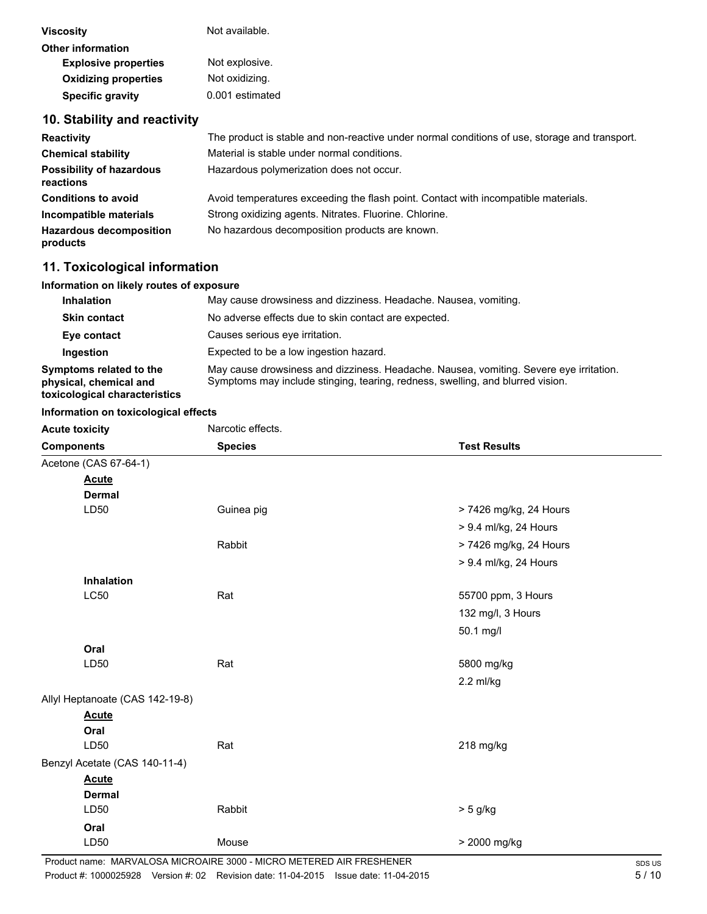| | |
|---|---|
| **Viscosity** | Not available. |
| **Other information** | |
| **Explosive properties** | Not explosive. |
| **Oxidizing properties** | Not oxidizing. |
| **Specific gravity** | 0.001 estimated |

## 10. Stability and reactivity

| | |
|---|---|
| **Reactivity** | The product is stable and non-reactive under normal conditions of use, storage and transport. |
| **Chemical stability** | Material is stable under normal conditions. |
| **Possibility of hazardous reactions** | Hazardous polymerization does not occur. |
| **Conditions to avoid** | Avoid temperatures exceeding the flash point. Contact with incompatible materials. |
| **Incompatible materials** | Strong oxidizing agents. Nitrates. Fluorine. Chlorine. |
| **Hazardous decomposition products** | No hazardous decomposition products are known. |

## 11. Toxicological information

**Information on likely routes of exposure**

| | |
|---|---|
| **Inhalation** | May cause drowsiness and dizziness. Headache. Nausea, vomiting. |
| **Skin contact** | No adverse effects due to skin contact are expected. |
| **Eye contact** | Causes serious eye irritation. |
| **Ingestion** | Expected to be a low ingestion hazard. |
| **Symptoms related to the physical, chemical and toxicological characteristics** | May cause drowsiness and dizziness. Headache. Nausea, vomiting. Severe eye irritation. Symptoms may include stinging, tearing, redness, swelling, and blurred vision. |

**Information on toxicological effects**

**Acute toxicity** Narcotic effects.

| Components | Species | Test Results |
|---|---|---|
| Acetone (CAS 67-64-1) | | |
| **Acute** | | |
| **Dermal** | | |
| LD50 | Guinea pig | > 7426 mg/kg, 24 Hours |
| | | > 9.4 ml/kg, 24 Hours |
| | Rabbit | > 7426 mg/kg, 24 Hours |
| | | > 9.4 ml/kg, 24 Hours |
| **Inhalation** | | |
| LC50 | Rat | 55700 ppm, 3 Hours |
| | | 132 mg/l, 3 Hours |
| | | 50.1 mg/l |
| **Oral** | | |
| LD50 | Rat | 5800 mg/kg |
| | | 2.2 ml/kg |
| Allyl Heptanoate (CAS 142-19-8) | | |
| **Acute** | | |
| **Oral** | | |
| LD50 | Rat | 218 mg/kg |
| Benzyl Acetate (CAS 140-11-4) | | |
| **Acute** | | |
| **Dermal** | | |
| LD50 | Rabbit | > 5 g/kg |
| **Oral** | | |
| LD50 | Mouse | > 2000 mg/kg |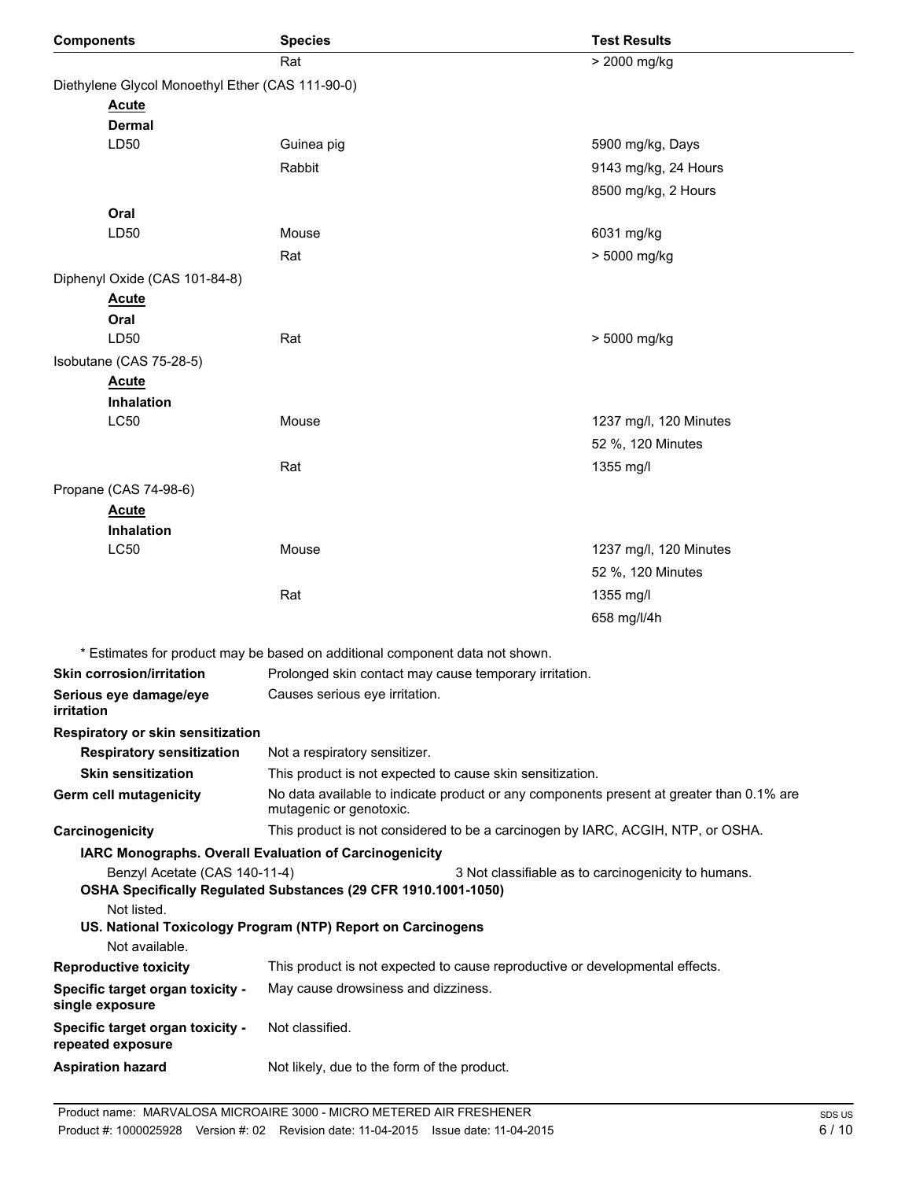| Components | Species | Test Results |
|---|---|---|
| | Rat | > 2000 mg/kg |
| Diethylene Glycol Monoethyl Ether (CAS 111-90-0) | | |
| **Acute** | | |
| **Dermal** | | |
| LD50 | Guinea pig | 5900 mg/kg, Days |
| | Rabbit | 9143 mg/kg, 24 Hours |
| | | 8500 mg/kg, 2 Hours |
| **Oral** | | |
| LD50 | Mouse | 6031 mg/kg |
| | Rat | > 5000 mg/kg |
| Diphenyl Oxide (CAS 101-84-8) | | |
| **Acute** | | |
| **Oral** | | |
| LD50 | Rat | > 5000 mg/kg |
| Isobutane (CAS 75-28-5) | | |
| **Acute** | | |
| **Inhalation** | | |
| LC50 | Mouse | 1237 mg/l, 120 Minutes |
| | | 52 %, 120 Minutes |
| | Rat | 1355 mg/l |
| Propane (CAS 74-98-6) | | |
| **Acute** | | |
| **Inhalation** | | |
| LC50 | Mouse | 1237 mg/l, 120 Minutes |
| | | 52 %, 120 Minutes |
| | Rat | 1355 mg/l |
| | | 658 mg/l/4h |

* Estimates for product may be based on additional component data not shown.

**Skin corrosion/irritation** Prolonged skin contact may cause temporary irritation.

**Serious eye damage/eye irritation** Causes serious eye irritation.

**Respiratory or skin sensitization**

**Respiratory sensitization** Not a respiratory sensitizer.

**Skin sensitization** This product is not expected to cause skin sensitization.

**Germ cell mutagenicity** No data available to indicate product or any components present at greater than 0.1% are mutagenic or genotoxic.

**Carcinogenicity** This product is not considered to be a carcinogen by IARC, ACGIH, NTP, or OSHA.

**IARC Monographs. Overall Evaluation of Carcinogenicity**

Benzyl Acetate (CAS 140-11-4) 3 Not classifiable as to carcinogenicity to humans.

**OSHA Specifically Regulated Substances (29 CFR 1910.1001-1050)**

Not listed.

**US. National Toxicology Program (NTP) Report on Carcinogens**

Not available.

**Reproductive toxicity** This product is not expected to cause reproductive or developmental effects.

**Specific target organ toxicity - single exposure** May cause drowsiness and dizziness.

**Specific target organ toxicity - repeated exposure** Not classified.

**Aspiration hazard** Not likely, due to the form of the product.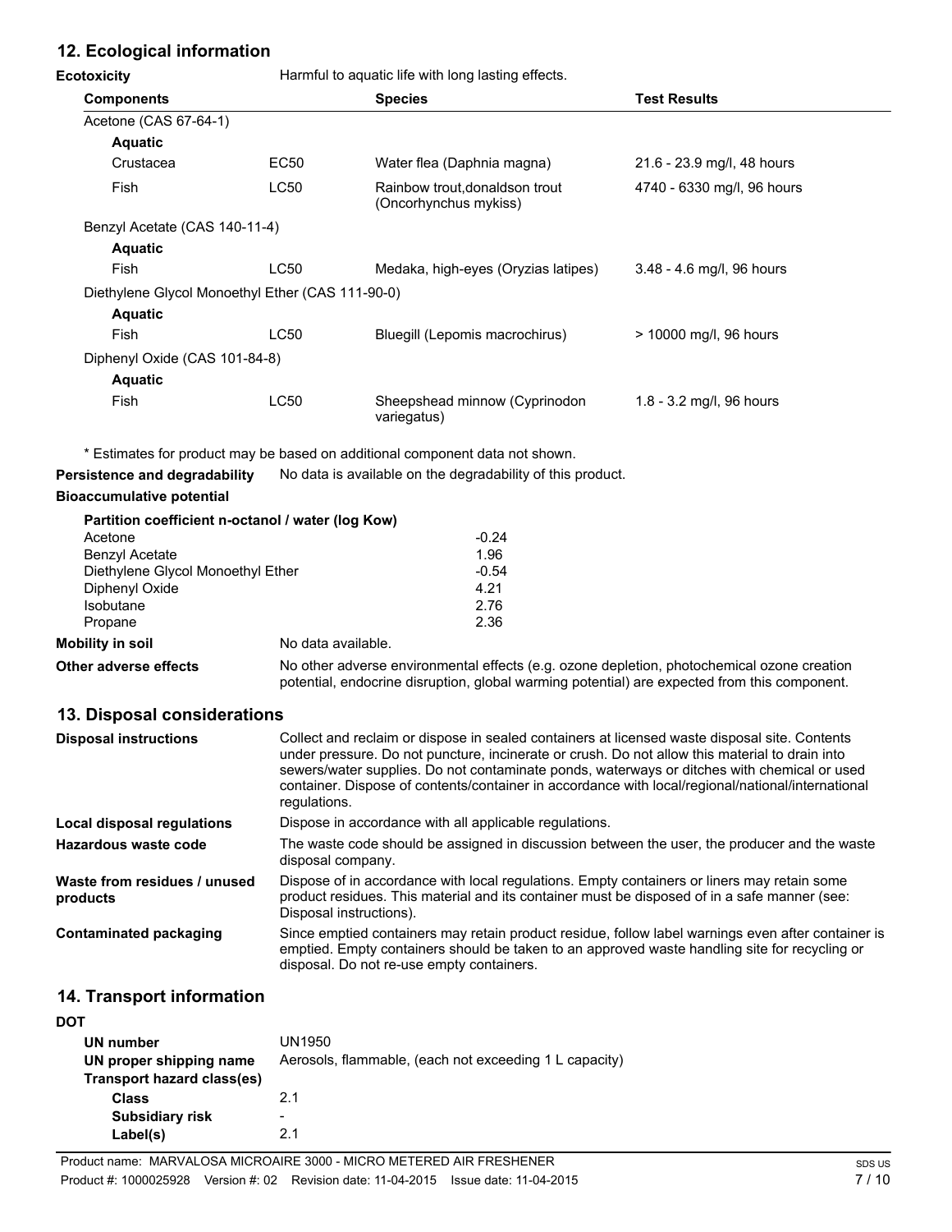## 12. Ecological information

**Ecotoxicity** Harmful to aquatic life with long lasting effects.

| Components | | Species | Test Results |
|---|---|---|---|
| Acetone (CAS 67-64-1) | | | |
| **Aquatic** | | | |
| Crustacea | EC50 | Water flea (Daphnia magna) | 21.6 - 23.9 mg/l, 48 hours |
| Fish | LC50 | Rainbow trout,donaldson trout (Oncorhynchus mykiss) | 4740 - 6330 mg/l, 96 hours |
| Benzyl Acetate (CAS 140-11-4) | | | |
| **Aquatic** | | | |
| Fish | LC50 | Medaka, high-eyes (Oryzias latipes) | 3.48 - 4.6 mg/l, 96 hours |
| Diethylene Glycol Monoethyl Ether (CAS 111-90-0) | | | |
| **Aquatic** | | | |
| Fish | LC50 | Bluegill (Lepomis macrochirus) | > 10000 mg/l, 96 hours |
| Diphenyl Oxide (CAS 101-84-8) | | | |
| **Aquatic** | | | |
| Fish | LC50 | Sheepshead minnow (Cyprinodon variegatus) | 1.8 - 3.2 mg/l, 96 hours |

* Estimates for product may be based on additional component data not shown.

**Persistence and degradability** No data is available on the degradability of this product.

**Bioaccumulative potential**

**Partition coefficient n-octanol / water (log Kow)**

| | |
|---|---|
| Acetone | -0.24 |
| Benzyl Acetate | 1.96 |
| Diethylene Glycol Monoethyl Ether | -0.54 |
| Diphenyl Oxide | 4.21 |
| Isobutane | 2.76 |
| Propane | 2.36 |

**Mobility in soil** No data available.

**Other adverse effects** No other adverse environmental effects (e.g. ozone depletion, photochemical ozone creation potential, endocrine disruption, global warming potential) are expected from this component.

## 13. Disposal considerations

**Disposal instructions** Collect and reclaim or dispose in sealed containers at licensed waste disposal site. Contents under pressure. Do not puncture, incinerate or crush. Do not allow this material to drain into sewers/water supplies. Do not contaminate ponds, waterways or ditches with chemical or used container. Dispose of contents/container in accordance with local/regional/national/international regulations.

**Local disposal regulations** Dispose in accordance with all applicable regulations.

**Hazardous waste code** The waste code should be assigned in discussion between the user, the producer and the waste disposal company.

**Waste from residues / unused products** Dispose of in accordance with local regulations. Empty containers or liners may retain some product residues. This material and its container must be disposed of in a safe manner (see: Disposal instructions).

**Contaminated packaging** Since emptied containers may retain product residue, follow label warnings even after container is emptied. Empty containers should be taken to an approved waste handling site for recycling or disposal. Do not re-use empty containers.

## 14. Transport information

**DOT**

**UN number** UN1950

**UN proper shipping name** Aerosols, flammable, (each not exceeding 1 L capacity)

**Transport hazard class(es)**

**Class** 2.1

**Subsidiary risk** -

**Label(s)** 2.1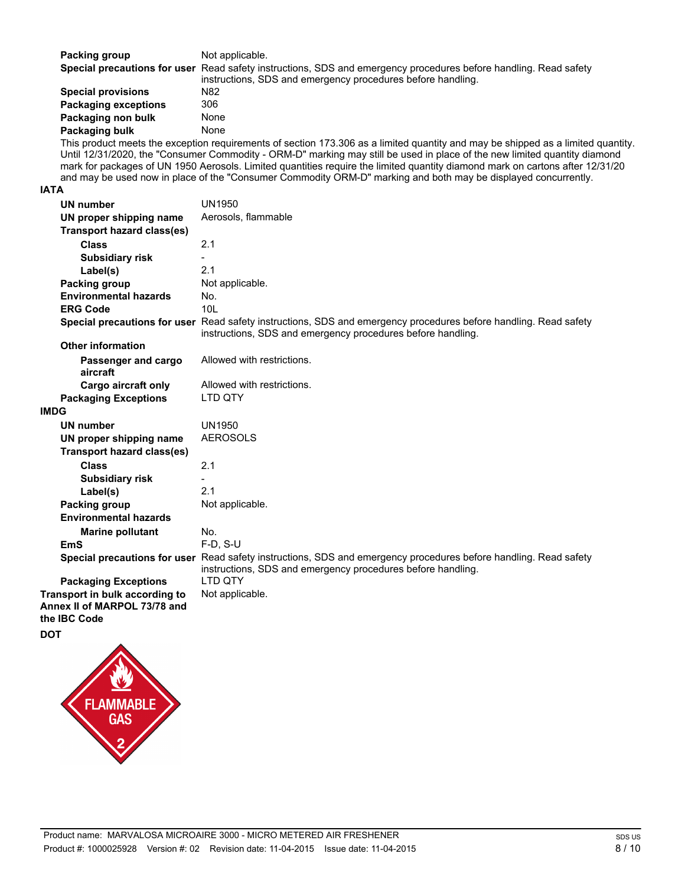| | |
|---|---|
| **Packing group** | Not applicable. |
| **Special precautions for user** | Read safety instructions, SDS and emergency procedures before handling. Read safety instructions, SDS and emergency procedures before handling. |
| **Special provisions** | N82 |
| **Packaging exceptions** | 306 |
| **Packaging non bulk** | None |
| **Packaging bulk** | None |

This product meets the exception requirements of section 173.306 as a limited quantity and may be shipped as a limited quantity. Until 12/31/2020, the "Consumer Commodity - ORM-D" marking may still be used in place of the new limited quantity diamond mark for packages of UN 1950 Aerosols. Limited quantities require the limited quantity diamond mark on cartons after 12/31/20 and may be used now in place of the "Consumer Commodity ORM-D" marking and both may be displayed concurrently.

**IATA**

| | |
|---|---|
| **UN number** | UN1950 |
| **UN proper shipping name** | Aerosols, flammable |
| **Transport hazard class(es)** | |
| **Class** | 2.1 |
| **Subsidiary risk** | - |
| **Label(s)** | 2.1 |
| **Packing group** | Not applicable. |
| **Environmental hazards** | No. |
| **ERG Code** | 10L |
| **Special precautions for user** | Read safety instructions, SDS and emergency procedures before handling. Read safety instructions, SDS and emergency procedures before handling. |
| **Other information** | |
| **Passenger and cargo aircraft** | Allowed with restrictions. |
| **Cargo aircraft only** | Allowed with restrictions. |
| **Packaging Exceptions** | LTD QTY |

**IMDG**

| | |
|---|---|
| **UN number** | UN1950 |
| **UN proper shipping name** | AEROSOLS |
| **Transport hazard class(es)** | |
| **Class** | 2.1 |
| **Subsidiary risk** | - |
| **Label(s)** | 2.1 |
| **Packing group** | Not applicable. |
| **Environmental hazards** | |
| **Marine pollutant** | No. |
| **EmS** | F-D, S-U |
| **Special precautions for user** | Read safety instructions, SDS and emergency procedures before handling. Read safety instructions, SDS and emergency procedures before handling. |
| **Packaging Exceptions** | LTD QTY |

| | |
|---|---|
| **Transport in bulk according to Annex II of MARPOL 73/78 and the IBC Code** | Not applicable. |

**DOT**

FLAMMABLE GAS 2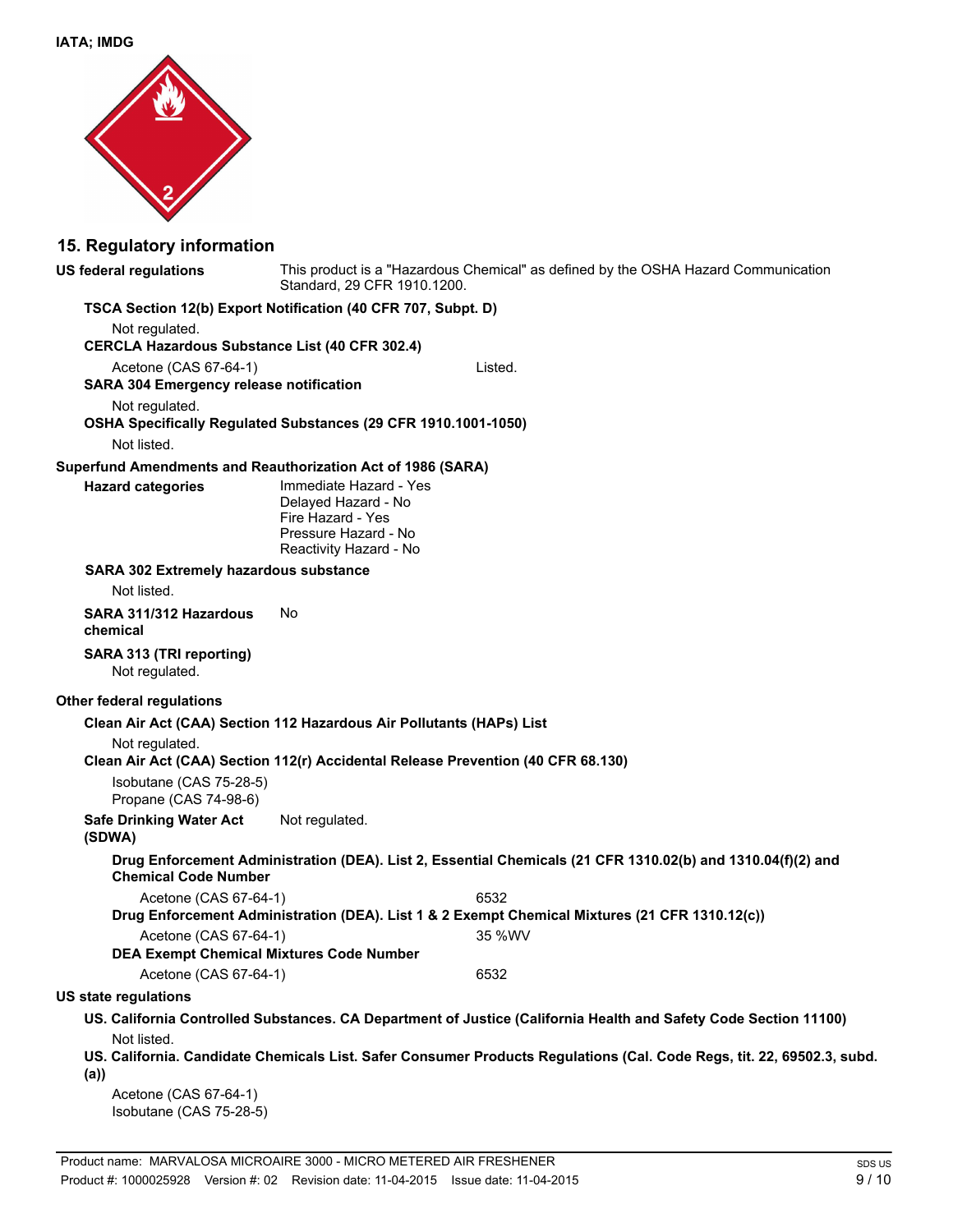**IATA; IMDG**

## 15. Regulatory information

**US federal regulations** This product is a "Hazardous Chemical" as defined by the OSHA Hazard Communication Standard, 29 CFR 1910.1200.

**TSCA Section 12(b) Export Notification (40 CFR 707, Subpt. D)**

Not regulated.

**CERCLA Hazardous Substance List (40 CFR 302.4)**

| | |
|---|---|
| Acetone (CAS 67-64-1) | Listed. |

**SARA 304 Emergency release notification**

Not regulated.

**OSHA Specifically Regulated Substances (29 CFR 1910.1001-1050)**

Not listed.

**Superfund Amendments and Reauthorization Act of 1986 (SARA)**

**Hazard categories**
Immediate Hazard - Yes
Delayed Hazard - No
Fire Hazard - Yes
Pressure Hazard - No
Reactivity Hazard - No

**SARA 302 Extremely hazardous substance**

Not listed.

**SARA 311/312 Hazardous chemical** No

**SARA 313 (TRI reporting)**

Not regulated.

**Other federal regulations**

**Clean Air Act (CAA) Section 112 Hazardous Air Pollutants (HAPs) List**

Not regulated.

**Clean Air Act (CAA) Section 112(r) Accidental Release Prevention (40 CFR 68.130)**

Isobutane (CAS 75-28-5)
Propane (CAS 74-98-6)

**Safe Drinking Water Act (SDWA)** Not regulated.

**Drug Enforcement Administration (DEA). List 2, Essential Chemicals (21 CFR 1310.02(b) and 1310.04(f)(2) and Chemical Code Number**

| | |
|---|---|
| Acetone (CAS 67-64-1) | 6532 |

**Drug Enforcement Administration (DEA). List 1 & 2 Exempt Chemical Mixtures (21 CFR 1310.12(c))**

| | |
|---|---|
| Acetone (CAS 67-64-1) | 35 %WV |

**DEA Exempt Chemical Mixtures Code Number**

| | |
|---|---|
| Acetone (CAS 67-64-1) | 6532 |

**US state regulations**

**US. California Controlled Substances. CA Department of Justice (California Health and Safety Code Section 11100)**

Not listed.

**US. California. Candidate Chemicals List. Safer Consumer Products Regulations (Cal. Code Regs, tit. 22, 69502.3, subd. (a))**

Acetone (CAS 67-64-1)
Isobutane (CAS 75-28-5)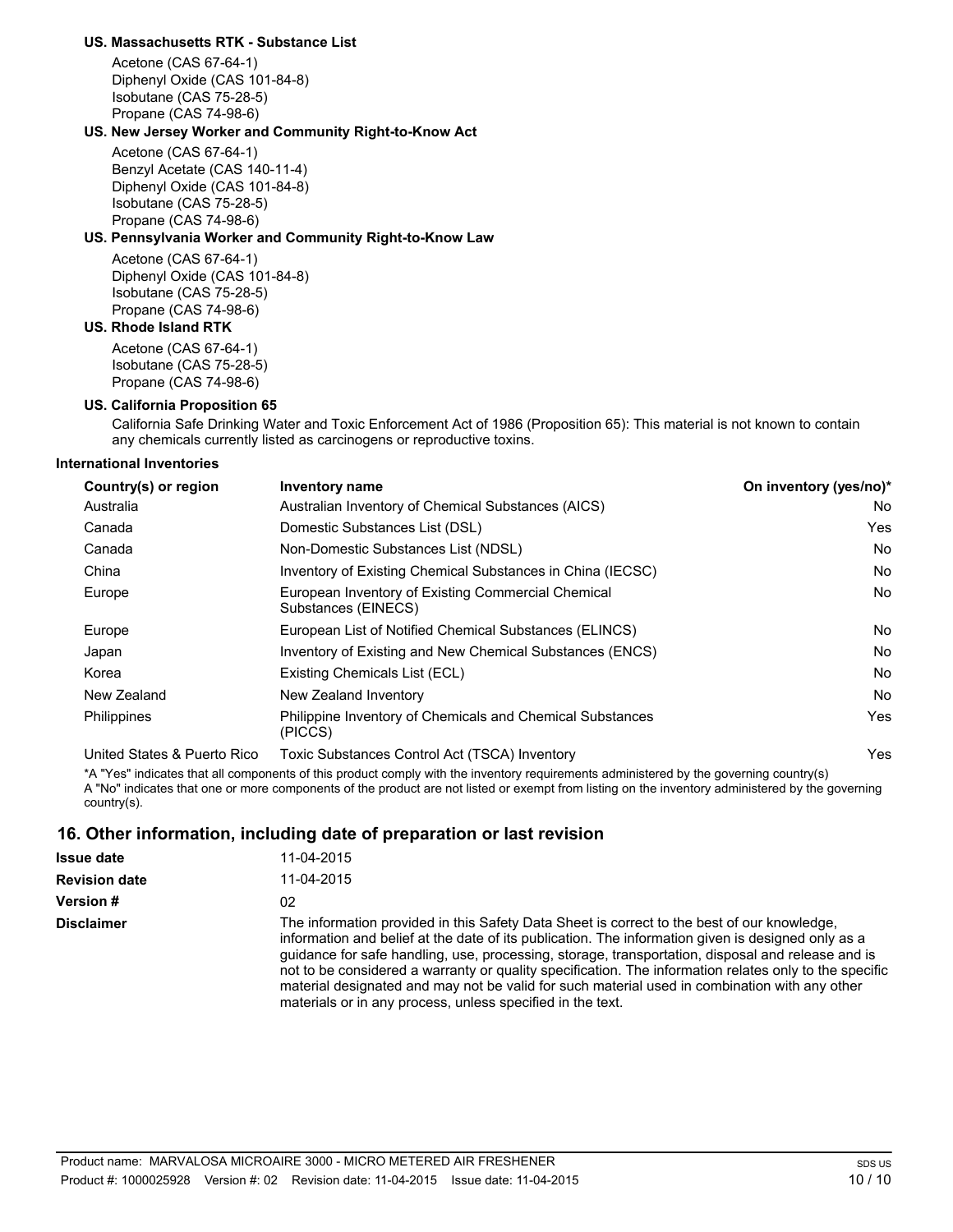**US. Massachusetts RTK - Substance List**

Acetone (CAS 67-64-1)
Diphenyl Oxide (CAS 101-84-8)
Isobutane (CAS 75-28-5)
Propane (CAS 74-98-6)

**US. New Jersey Worker and Community Right-to-Know Act**

Acetone (CAS 67-64-1)
Benzyl Acetate (CAS 140-11-4)
Diphenyl Oxide (CAS 101-84-8)
Isobutane (CAS 75-28-5)
Propane (CAS 74-98-6)

**US. Pennsylvania Worker and Community Right-to-Know Law**

Acetone (CAS 67-64-1)
Diphenyl Oxide (CAS 101-84-8)
Isobutane (CAS 75-28-5)
Propane (CAS 74-98-6)

**US. Rhode Island RTK**

Acetone (CAS 67-64-1)
Isobutane (CAS 75-28-5)
Propane (CAS 74-98-6)

**US. California Proposition 65**

California Safe Drinking Water and Toxic Enforcement Act of 1986 (Proposition 65): This material is not known to contain any chemicals currently listed as carcinogens or reproductive toxins.

**International Inventories**

| Country(s) or region | Inventory name | On inventory (yes/no)* |
|---|---|---|
| Australia | Australian Inventory of Chemical Substances (AICS) | No |
| Canada | Domestic Substances List (DSL) | Yes |
| Canada | Non-Domestic Substances List (NDSL) | No |
| China | Inventory of Existing Chemical Substances in China (IECSC) | No |
| Europe | European Inventory of Existing Commercial Chemical Substances (EINECS) | No |
| Europe | European List of Notified Chemical Substances (ELINCS) | No |
| Japan | Inventory of Existing and New Chemical Substances (ENCS) | No |
| Korea | Existing Chemicals List (ECL) | No |
| New Zealand | New Zealand Inventory | No |
| Philippines | Philippine Inventory of Chemicals and Chemical Substances (PICCS) | Yes |
| United States & Puerto Rico | Toxic Substances Control Act (TSCA) Inventory | Yes |

*A "Yes" indicates that all components of this product comply with the inventory requirements administered by the governing country(s)
A "No" indicates that one or more components of the product are not listed or exempt from listing on the inventory administered by the governing country(s).

## 16. Other information, including date of preparation or last revision

**Issue date** 11-04-2015

**Revision date** 11-04-2015

**Version #** 02

**Disclaimer** The information provided in this Safety Data Sheet is correct to the best of our knowledge, information and belief at the date of its publication. The information given is designed only as a guidance for safe handling, use, processing, storage, transportation, disposal and release and is not to be considered a warranty or quality specification. The information relates only to the specific material designated and may not be valid for such material used in combination with any other materials or in any process, unless specified in the text.